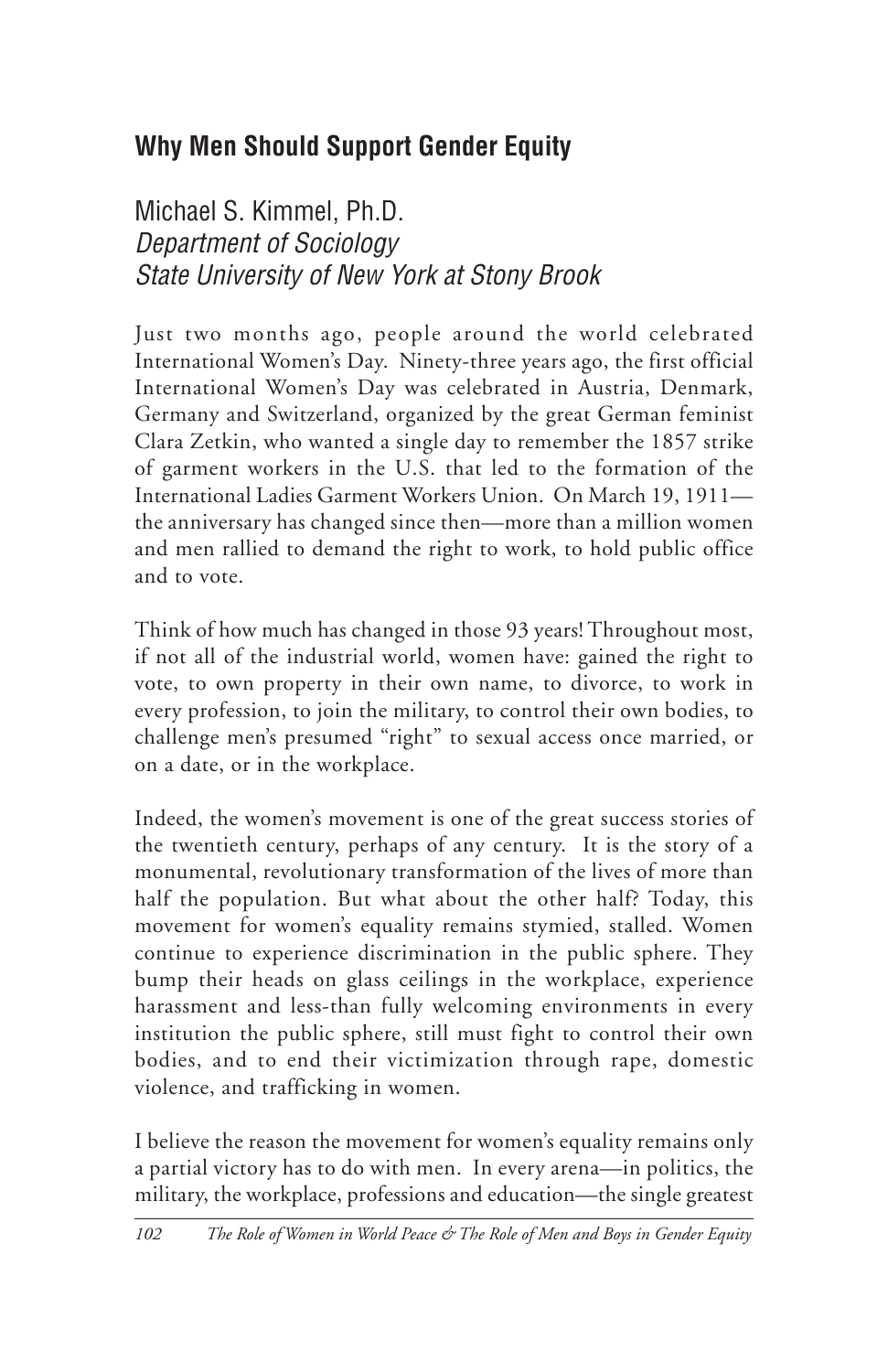## Why Men Should Support Gender Equity

Michael S. Kimmel, Ph.D.
*Department of Sociology*
*State University of New York at Stony Brook*

Just two months ago, people around the world celebrated International Women's Day. Ninety-three years ago, the first official International Women's Day was celebrated in Austria, Denmark, Germany and Switzerland, organized by the great German feminist Clara Zetkin, who wanted a single day to remember the 1857 strike of garment workers in the U.S. that led to the formation of the International Ladies Garment Workers Union. On March 19, 1911—the anniversary has changed since then—more than a million women and men rallied to demand the right to work, to hold public office and to vote.

Think of how much has changed in those 93 years! Throughout most, if not all of the industrial world, women have: gained the right to vote, to own property in their own name, to divorce, to work in every profession, to join the military, to control their own bodies, to challenge men's presumed "right" to sexual access once married, or on a date, or in the workplace.

Indeed, the women's movement is one of the great success stories of the twentieth century, perhaps of any century. It is the story of a monumental, revolutionary transformation of the lives of more than half the population. But what about the other half? Today, this movement for women's equality remains stymied, stalled. Women continue to experience discrimination in the public sphere. They bump their heads on glass ceilings in the workplace, experience harassment and less-than fully welcoming environments in every institution the public sphere, still must fight to control their own bodies, and to end their victimization through rape, domestic violence, and trafficking in women.

I believe the reason the movement for women's equality remains only a partial victory has to do with men. In every arena—in politics, the military, the workplace, professions and education—the single greatest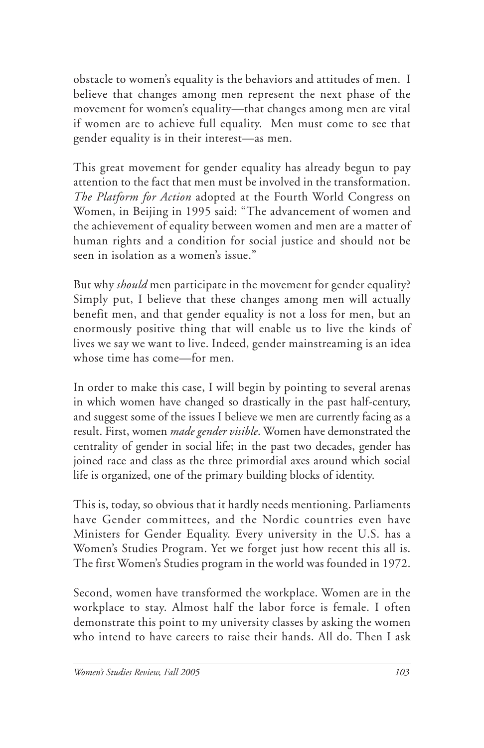obstacle to women's equality is the behaviors and attitudes of men. I believe that changes among men represent the next phase of the movement for women's equality—that changes among men are vital if women are to achieve full equality. Men must come to see that gender equality is in their interest—as men.

This great movement for gender equality has already begun to pay attention to the fact that men must be involved in the transformation. *The Platform for Action* adopted at the Fourth World Congress on Women, in Beijing in 1995 said: "The advancement of women and the achievement of equality between women and men are a matter of human rights and a condition for social justice and should not be seen in isolation as a women's issue."

But why *should* men participate in the movement for gender equality? Simply put, I believe that these changes among men will actually benefit men, and that gender equality is not a loss for men, but an enormously positive thing that will enable us to live the kinds of lives we say we want to live. Indeed, gender mainstreaming is an idea whose time has come—for men.

In order to make this case, I will begin by pointing to several arenas in which women have changed so drastically in the past half-century, and suggest some of the issues I believe we men are currently facing as a result. First, women *made gender visible*. Women have demonstrated the centrality of gender in social life; in the past two decades, gender has joined race and class as the three primordial axes around which social life is organized, one of the primary building blocks of identity.

This is, today, so obvious that it hardly needs mentioning. Parliaments have Gender committees, and the Nordic countries even have Ministers for Gender Equality. Every university in the U.S. has a Women's Studies Program. Yet we forget just how recent this all is. The first Women's Studies program in the world was founded in 1972.

Second, women have transformed the workplace. Women are in the workplace to stay. Almost half the labor force is female. I often demonstrate this point to my university classes by asking the women who intend to have careers to raise their hands. All do. Then I ask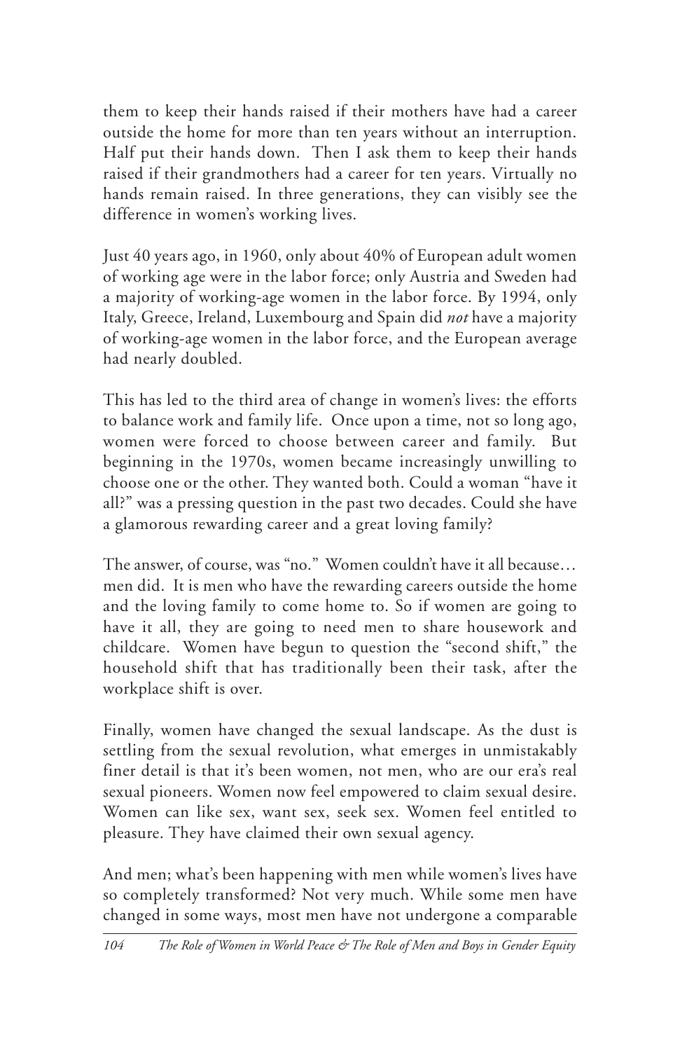them to keep their hands raised if their mothers have had a career outside the home for more than ten years without an interruption. Half put their hands down. Then I ask them to keep their hands raised if their grandmothers had a career for ten years. Virtually no hands remain raised. In three generations, they can visibly see the difference in women's working lives.

Just 40 years ago, in 1960, only about 40% of European adult women of working age were in the labor force; only Austria and Sweden had a majority of working-age women in the labor force. By 1994, only Italy, Greece, Ireland, Luxembourg and Spain did *not* have a majority of working-age women in the labor force, and the European average had nearly doubled.

This has led to the third area of change in women's lives: the efforts to balance work and family life. Once upon a time, not so long ago, women were forced to choose between career and family. But beginning in the 1970s, women became increasingly unwilling to choose one or the other. They wanted both. Could a woman "have it all?" was a pressing question in the past two decades. Could she have a glamorous rewarding career and a great loving family?

The answer, of course, was "no." Women couldn't have it all because… men did. It is men who have the rewarding careers outside the home and the loving family to come home to. So if women are going to have it all, they are going to need men to share housework and childcare. Women have begun to question the "second shift," the household shift that has traditionally been their task, after the workplace shift is over.

Finally, women have changed the sexual landscape. As the dust is settling from the sexual revolution, what emerges in unmistakably finer detail is that it's been women, not men, who are our era's real sexual pioneers. Women now feel empowered to claim sexual desire. Women can like sex, want sex, seek sex. Women feel entitled to pleasure. They have claimed their own sexual agency.

And men; what's been happening with men while women's lives have so completely transformed? Not very much. While some men have changed in some ways, most men have not undergone a comparable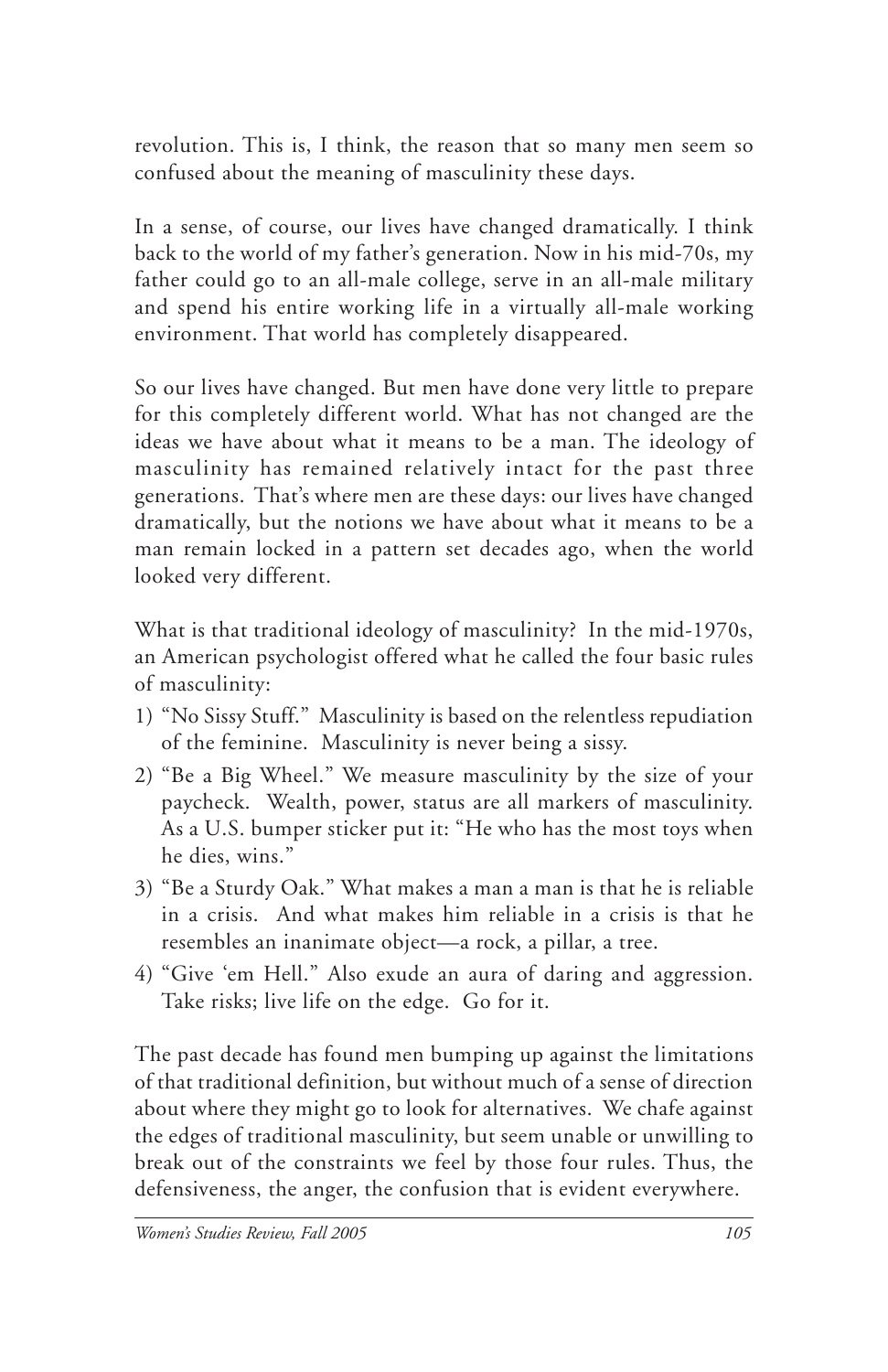revolution. This is, I think, the reason that so many men seem so confused about the meaning of masculinity these days.

In a sense, of course, our lives have changed dramatically. I think back to the world of my father's generation. Now in his mid-70s, my father could go to an all-male college, serve in an all-male military and spend his entire working life in a virtually all-male working environment. That world has completely disappeared.

So our lives have changed. But men have done very little to prepare for this completely different world. What has not changed are the ideas we have about what it means to be a man. The ideology of masculinity has remained relatively intact for the past three generations. That's where men are these days: our lives have changed dramatically, but the notions we have about what it means to be a man remain locked in a pattern set decades ago, when the world looked very different.

What is that traditional ideology of masculinity? In the mid-1970s, an American psychologist offered what he called the four basic rules of masculinity:

1) "No Sissy Stuff." Masculinity is based on the relentless repudiation of the feminine. Masculinity is never being a sissy.
2) "Be a Big Wheel." We measure masculinity by the size of your paycheck. Wealth, power, status are all markers of masculinity. As a U.S. bumper sticker put it: "He who has the most toys when he dies, wins."
3) "Be a Sturdy Oak." What makes a man a man is that he is reliable in a crisis. And what makes him reliable in a crisis is that he resembles an inanimate object—a rock, a pillar, a tree.
4) "Give 'em Hell." Also exude an aura of daring and aggression. Take risks; live life on the edge. Go for it.

The past decade has found men bumping up against the limitations of that traditional definition, but without much of a sense of direction about where they might go to look for alternatives. We chafe against the edges of traditional masculinity, but seem unable or unwilling to break out of the constraints we feel by those four rules. Thus, the defensiveness, the anger, the confusion that is evident everywhere.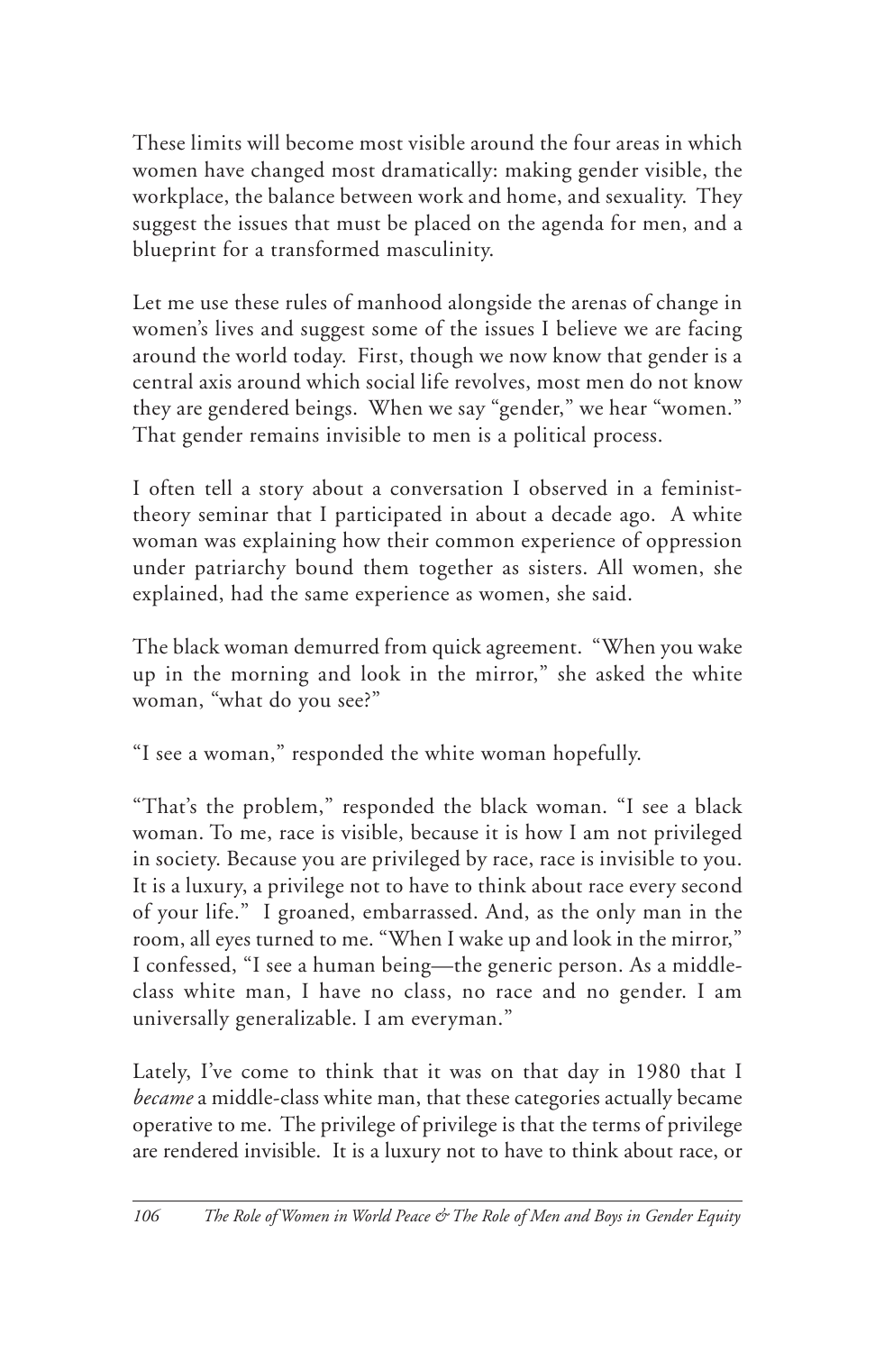These limits will become most visible around the four areas in which women have changed most dramatically: making gender visible, the workplace, the balance between work and home, and sexuality. They suggest the issues that must be placed on the agenda for men, and a blueprint for a transformed masculinity.

Let me use these rules of manhood alongside the arenas of change in women's lives and suggest some of the issues I believe we are facing around the world today. First, though we now know that gender is a central axis around which social life revolves, most men do not know they are gendered beings. When we say "gender," we hear "women." That gender remains invisible to men is a political process.

I often tell a story about a conversation I observed in a feminist-theory seminar that I participated in about a decade ago. A white woman was explaining how their common experience of oppression under patriarchy bound them together as sisters. All women, she explained, had the same experience as women, she said.

The black woman demurred from quick agreement. "When you wake up in the morning and look in the mirror," she asked the white woman, "what do you see?"

"I see a woman," responded the white woman hopefully.

"That's the problem," responded the black woman. "I see a black woman. To me, race is visible, because it is how I am not privileged in society. Because you are privileged by race, race is invisible to you. It is a luxury, a privilege not to have to think about race every second of your life." I groaned, embarrassed. And, as the only man in the room, all eyes turned to me. "When I wake up and look in the mirror," I confessed, "I see a human being—the generic person. As a middle-class white man, I have no class, no race and no gender. I am universally generalizable. I am everyman."

Lately, I've come to think that it was on that day in 1980 that I *became* a middle-class white man, that these categories actually became operative to me. The privilege of privilege is that the terms of privilege are rendered invisible. It is a luxury not to have to think about race, or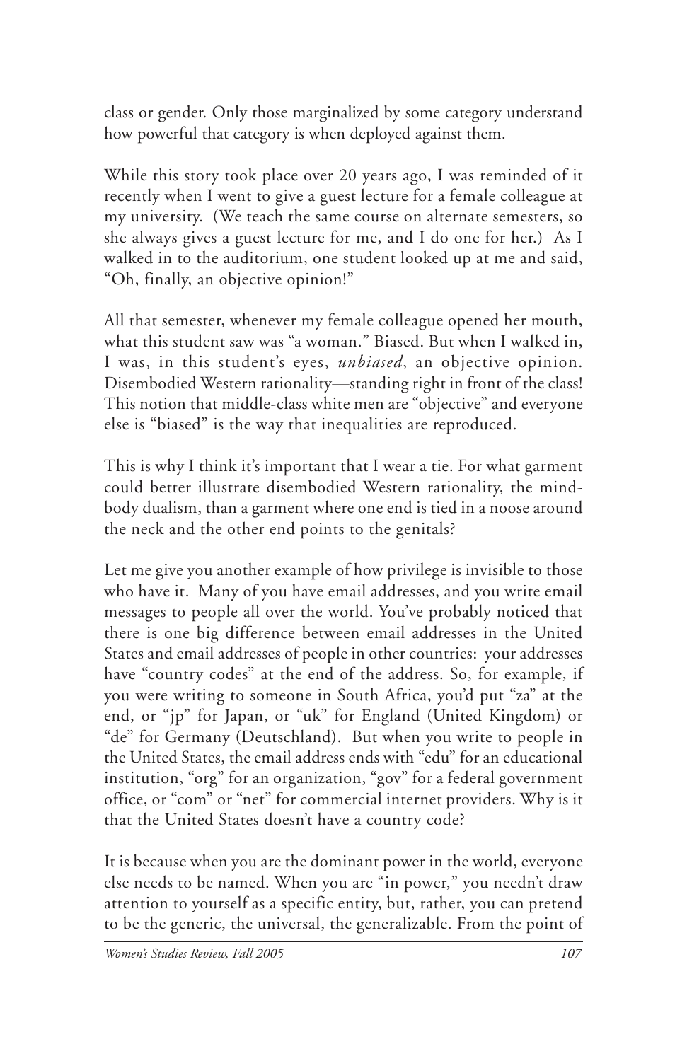class or gender. Only those marginalized by some category understand how powerful that category is when deployed against them.

While this story took place over 20 years ago, I was reminded of it recently when I went to give a guest lecture for a female colleague at my university. (We teach the same course on alternate semesters, so she always gives a guest lecture for me, and I do one for her.) As I walked in to the auditorium, one student looked up at me and said, "Oh, finally, an objective opinion!"

All that semester, whenever my female colleague opened her mouth, what this student saw was "a woman." Biased. But when I walked in, I was, in this student's eyes, *unbiased*, an objective opinion. Disembodied Western rationality—standing right in front of the class! This notion that middle-class white men are "objective" and everyone else is "biased" is the way that inequalities are reproduced.

This is why I think it's important that I wear a tie. For what garment could better illustrate disembodied Western rationality, the mind-body dualism, than a garment where one end is tied in a noose around the neck and the other end points to the genitals?

Let me give you another example of how privilege is invisible to those who have it. Many of you have email addresses, and you write email messages to people all over the world. You've probably noticed that there is one big difference between email addresses in the United States and email addresses of people in other countries: your addresses have "country codes" at the end of the address. So, for example, if you were writing to someone in South Africa, you'd put "za" at the end, or "jp" for Japan, or "uk" for England (United Kingdom) or "de" for Germany (Deutschland). But when you write to people in the United States, the email address ends with "edu" for an educational institution, "org" for an organization, "gov" for a federal government office, or "com" or "net" for commercial internet providers. Why is it that the United States doesn't have a country code?

It is because when you are the dominant power in the world, everyone else needs to be named. When you are "in power," you needn't draw attention to yourself as a specific entity, but, rather, you can pretend to be the generic, the universal, the generalizable. From the point of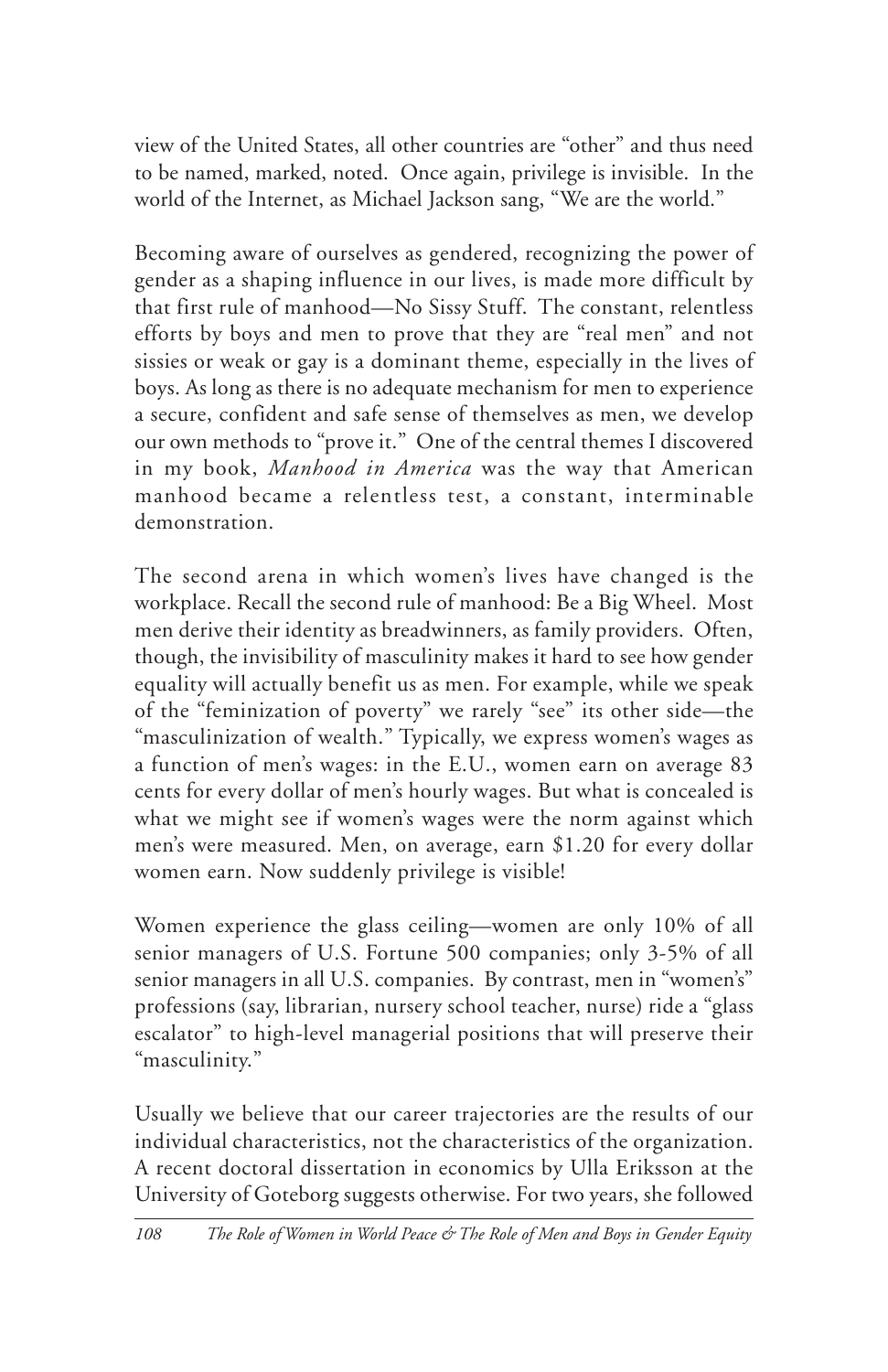view of the United States, all other countries are "other" and thus need to be named, marked, noted. Once again, privilege is invisible. In the world of the Internet, as Michael Jackson sang, "We are the world."

Becoming aware of ourselves as gendered, recognizing the power of gender as a shaping influence in our lives, is made more difficult by that first rule of manhood—No Sissy Stuff. The constant, relentless efforts by boys and men to prove that they are "real men" and not sissies or weak or gay is a dominant theme, especially in the lives of boys. As long as there is no adequate mechanism for men to experience a secure, confident and safe sense of themselves as men, we develop our own methods to "prove it." One of the central themes I discovered in my book, *Manhood in America* was the way that American manhood became a relentless test, a constant, interminable demonstration.

The second arena in which women's lives have changed is the workplace. Recall the second rule of manhood: Be a Big Wheel. Most men derive their identity as breadwinners, as family providers. Often, though, the invisibility of masculinity makes it hard to see how gender equality will actually benefit us as men. For example, while we speak of the "feminization of poverty" we rarely "see" its other side—the "masculinization of wealth." Typically, we express women's wages as a function of men's wages: in the E.U., women earn on average 83 cents for every dollar of men's hourly wages. But what is concealed is what we might see if women's wages were the norm against which men's were measured. Men, on average, earn $1.20 for every dollar women earn. Now suddenly privilege is visible!

Women experience the glass ceiling—women are only 10% of all senior managers of U.S. Fortune 500 companies; only 3-5% of all senior managers in all U.S. companies. By contrast, men in "women's" professions (say, librarian, nursery school teacher, nurse) ride a "glass escalator" to high-level managerial positions that will preserve their "masculinity."

Usually we believe that our career trajectories are the results of our individual characteristics, not the characteristics of the organization. A recent doctoral dissertation in economics by Ulla Eriksson at the University of Goteborg suggests otherwise. For two years, she followed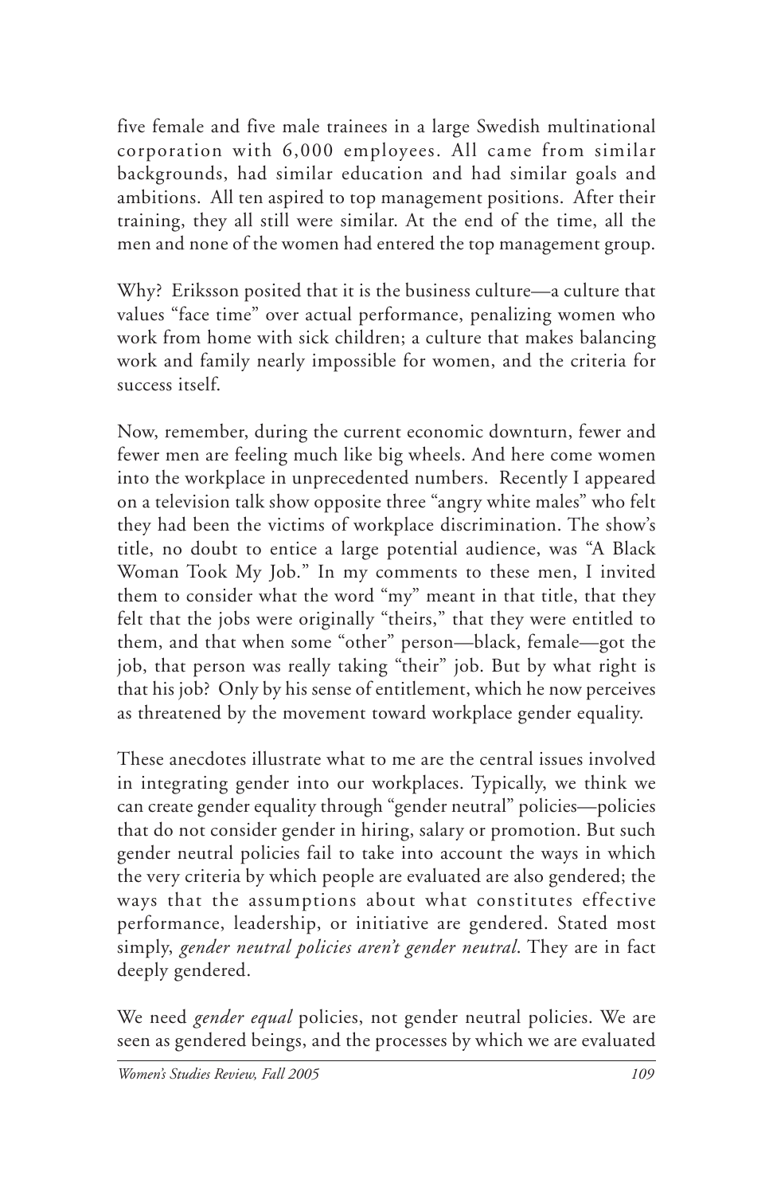five female and five male trainees in a large Swedish multinational corporation with 6,000 employees. All came from similar backgrounds, had similar education and had similar goals and ambitions. All ten aspired to top management positions. After their training, they all still were similar. At the end of the time, all the men and none of the women had entered the top management group.

Why? Eriksson posited that it is the business culture—a culture that values "face time" over actual performance, penalizing women who work from home with sick children; a culture that makes balancing work and family nearly impossible for women, and the criteria for success itself.

Now, remember, during the current economic downturn, fewer and fewer men are feeling much like big wheels. And here come women into the workplace in unprecedented numbers. Recently I appeared on a television talk show opposite three "angry white males" who felt they had been the victims of workplace discrimination. The show's title, no doubt to entice a large potential audience, was "A Black Woman Took My Job." In my comments to these men, I invited them to consider what the word "my" meant in that title, that they felt that the jobs were originally "theirs," that they were entitled to them, and that when some "other" person—black, female—got the job, that person was really taking "their" job. But by what right is that his job? Only by his sense of entitlement, which he now perceives as threatened by the movement toward workplace gender equality.

These anecdotes illustrate what to me are the central issues involved in integrating gender into our workplaces. Typically, we think we can create gender equality through "gender neutral" policies—policies that do not consider gender in hiring, salary or promotion. But such gender neutral policies fail to take into account the ways in which the very criteria by which people are evaluated are also gendered; the ways that the assumptions about what constitutes effective performance, leadership, or initiative are gendered. Stated most simply, *gender neutral policies aren't gender neutral*. They are in fact deeply gendered.

We need *gender equal* policies, not gender neutral policies. We are seen as gendered beings, and the processes by which we are evaluated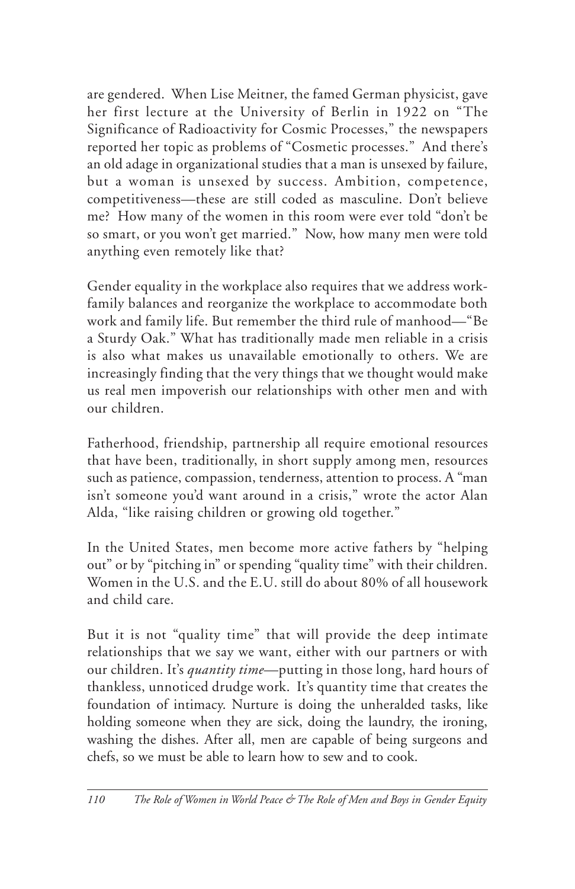are gendered. When Lise Meitner, the famed German physicist, gave her first lecture at the University of Berlin in 1922 on "The Significance of Radioactivity for Cosmic Processes," the newspapers reported her topic as problems of "Cosmetic processes." And there's an old adage in organizational studies that a man is unsexed by failure, but a woman is unsexed by success. Ambition, competence, competitiveness—these are still coded as masculine. Don't believe me? How many of the women in this room were ever told "don't be so smart, or you won't get married." Now, how many men were told anything even remotely like that?

Gender equality in the workplace also requires that we address work-family balances and reorganize the workplace to accommodate both work and family life. But remember the third rule of manhood—"Be a Sturdy Oak." What has traditionally made men reliable in a crisis is also what makes us unavailable emotionally to others. We are increasingly finding that the very things that we thought would make us real men impoverish our relationships with other men and with our children.

Fatherhood, friendship, partnership all require emotional resources that have been, traditionally, in short supply among men, resources such as patience, compassion, tenderness, attention to process. A "man isn't someone you'd want around in a crisis," wrote the actor Alan Alda, "like raising children or growing old together."

In the United States, men become more active fathers by "helping out" or by "pitching in" or spending "quality time" with their children. Women in the U.S. and the E.U. still do about 80% of all housework and child care.

But it is not "quality time" that will provide the deep intimate relationships that we say we want, either with our partners or with our children. It's *quantity time*—putting in those long, hard hours of thankless, unnoticed drudge work. It's quantity time that creates the foundation of intimacy. Nurture is doing the unheralded tasks, like holding someone when they are sick, doing the laundry, the ironing, washing the dishes. After all, men are capable of being surgeons and chefs, so we must be able to learn how to sew and to cook.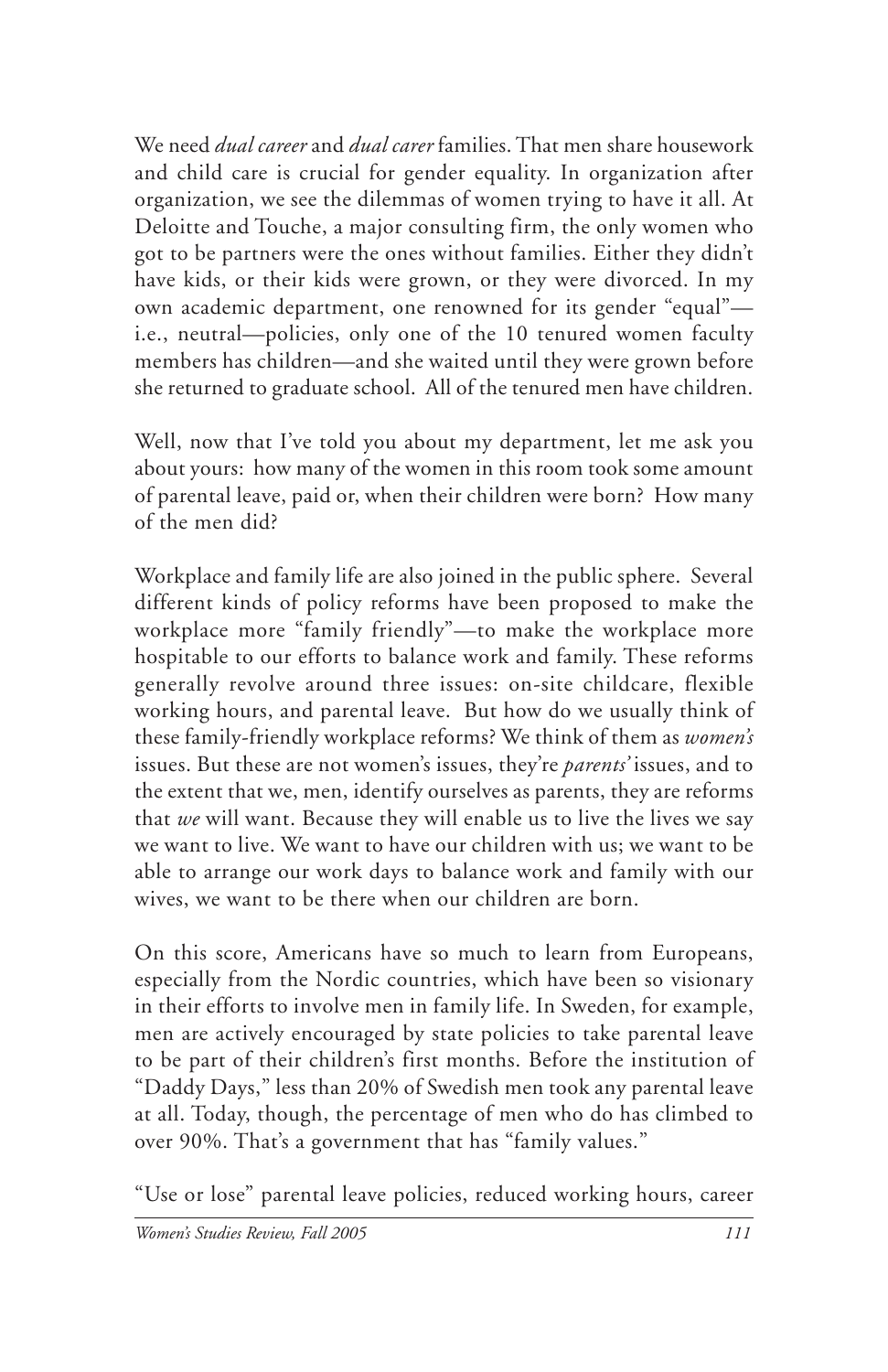We need *dual career* and *dual carer* families. That men share housework and child care is crucial for gender equality. In organization after organization, we see the dilemmas of women trying to have it all. At Deloitte and Touche, a major consulting firm, the only women who got to be partners were the ones without families. Either they didn't have kids, or their kids were grown, or they were divorced. In my own academic department, one renowned for its gender "equal"—i.e., neutral—policies, only one of the 10 tenured women faculty members has children—and she waited until they were grown before she returned to graduate school. All of the tenured men have children.

Well, now that I've told you about my department, let me ask you about yours: how many of the women in this room took some amount of parental leave, paid or, when their children were born? How many of the men did?

Workplace and family life are also joined in the public sphere. Several different kinds of policy reforms have been proposed to make the workplace more "family friendly"—to make the workplace more hospitable to our efforts to balance work and family. These reforms generally revolve around three issues: on-site childcare, flexible working hours, and parental leave. But how do we usually think of these family-friendly workplace reforms? We think of them as *women's* issues. But these are not women's issues, they're *parents'* issues, and to the extent that we, men, identify ourselves as parents, they are reforms that *we* will want. Because they will enable us to live the lives we say we want to live. We want to have our children with us; we want to be able to arrange our work days to balance work and family with our wives, we want to be there when our children are born.

On this score, Americans have so much to learn from Europeans, especially from the Nordic countries, which have been so visionary in their efforts to involve men in family life. In Sweden, for example, men are actively encouraged by state policies to take parental leave to be part of their children's first months. Before the institution of "Daddy Days," less than 20% of Swedish men took any parental leave at all. Today, though, the percentage of men who do has climbed to over 90%. That's a government that has "family values."

"Use or lose" parental leave policies, reduced working hours, career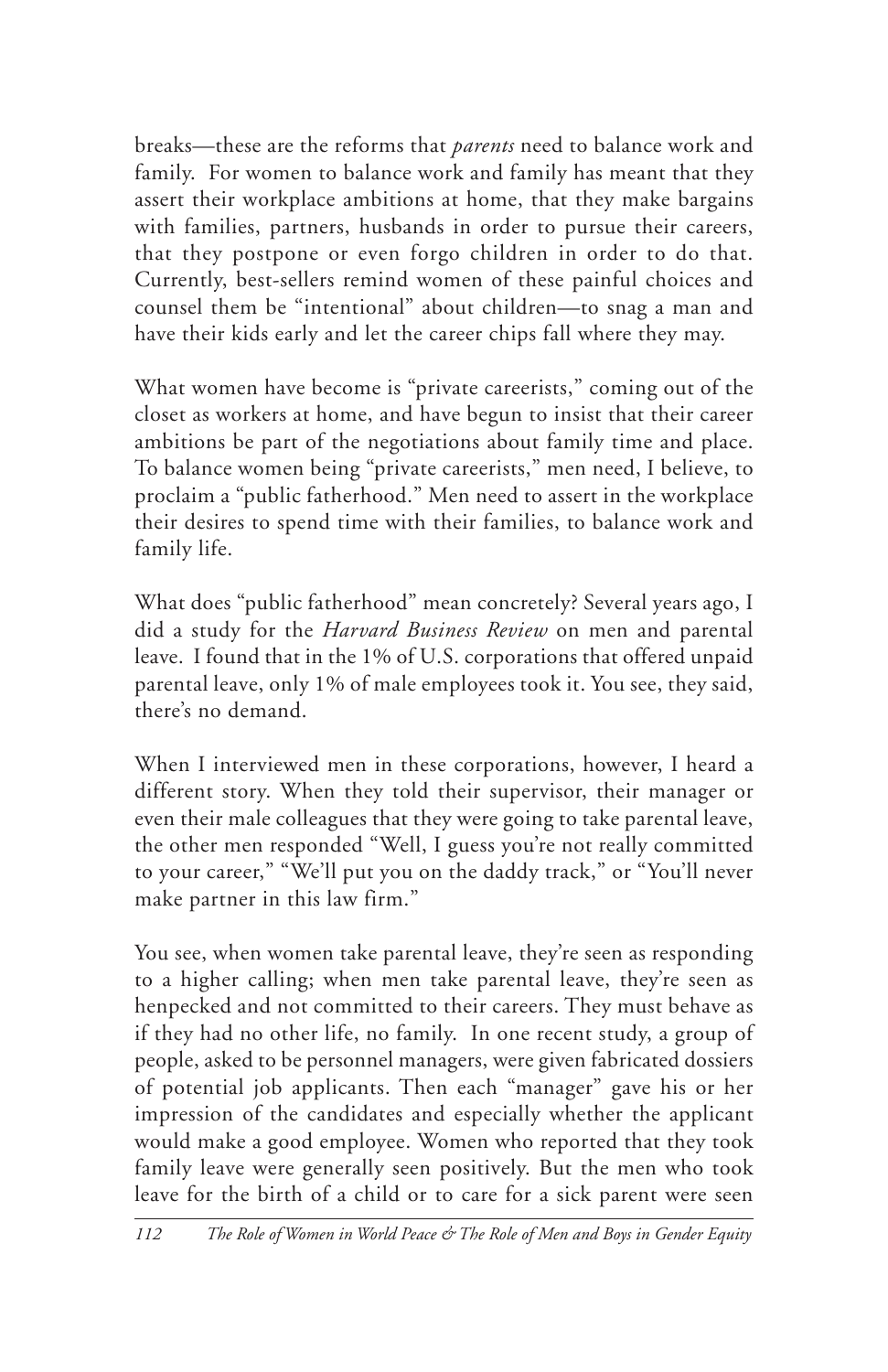breaks—these are the reforms that *parents* need to balance work and family. For women to balance work and family has meant that they assert their workplace ambitions at home, that they make bargains with families, partners, husbands in order to pursue their careers, that they postpone or even forgo children in order to do that. Currently, best-sellers remind women of these painful choices and counsel them be "intentional" about children—to snag a man and have their kids early and let the career chips fall where they may.

What women have become is "private careerists," coming out of the closet as workers at home, and have begun to insist that their career ambitions be part of the negotiations about family time and place. To balance women being "private careerists," men need, I believe, to proclaim a "public fatherhood." Men need to assert in the workplace their desires to spend time with their families, to balance work and family life.

What does "public fatherhood" mean concretely? Several years ago, I did a study for the *Harvard Business Review* on men and parental leave. I found that in the 1% of U.S. corporations that offered unpaid parental leave, only 1% of male employees took it. You see, they said, there's no demand.

When I interviewed men in these corporations, however, I heard a different story. When they told their supervisor, their manager or even their male colleagues that they were going to take parental leave, the other men responded "Well, I guess you're not really committed to your career," "We'll put you on the daddy track," or "You'll never make partner in this law firm."

You see, when women take parental leave, they're seen as responding to a higher calling; when men take parental leave, they're seen as henpecked and not committed to their careers. They must behave as if they had no other life, no family. In one recent study, a group of people, asked to be personnel managers, were given fabricated dossiers of potential job applicants. Then each "manager" gave his or her impression of the candidates and especially whether the applicant would make a good employee. Women who reported that they took family leave were generally seen positively. But the men who took leave for the birth of a child or to care for a sick parent were seen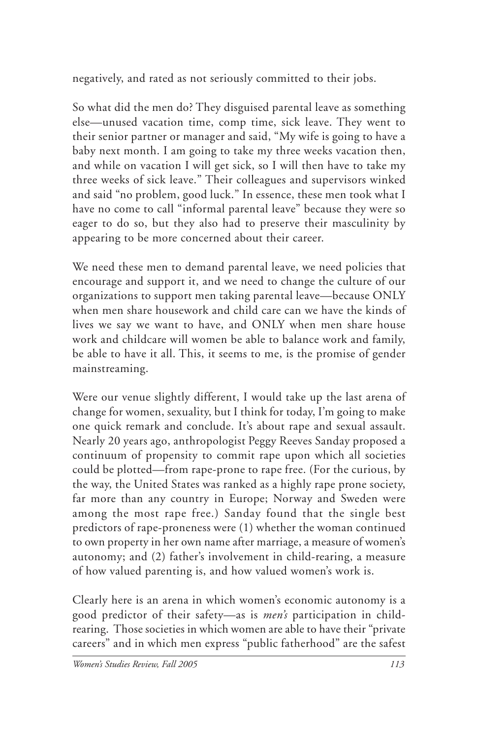negatively, and rated as not seriously committed to their jobs.

So what did the men do? They disguised parental leave as something else—unused vacation time, comp time, sick leave. They went to their senior partner or manager and said, "My wife is going to have a baby next month. I am going to take my three weeks vacation then, and while on vacation I will get sick, so I will then have to take my three weeks of sick leave." Their colleagues and supervisors winked and said "no problem, good luck." In essence, these men took what I have no come to call "informal parental leave" because they were so eager to do so, but they also had to preserve their masculinity by appearing to be more concerned about their career.

We need these men to demand parental leave, we need policies that encourage and support it, and we need to change the culture of our organizations to support men taking parental leave—because ONLY when men share housework and child care can we have the kinds of lives we say we want to have, and ONLY when men share house work and childcare will women be able to balance work and family, be able to have it all. This, it seems to me, is the promise of gender mainstreaming.

Were our venue slightly different, I would take up the last arena of change for women, sexuality, but I think for today, I'm going to make one quick remark and conclude. It's about rape and sexual assault. Nearly 20 years ago, anthropologist Peggy Reeves Sanday proposed a continuum of propensity to commit rape upon which all societies could be plotted—from rape-prone to rape free. (For the curious, by the way, the United States was ranked as a highly rape prone society, far more than any country in Europe; Norway and Sweden were among the most rape free.) Sanday found that the single best predictors of rape-proneness were (1) whether the woman continued to own property in her own name after marriage, a measure of women's autonomy; and (2) father's involvement in child-rearing, a measure of how valued parenting is, and how valued women's work is.

Clearly here is an arena in which women's economic autonomy is a good predictor of their safety—as is *men's* participation in child-rearing. Those societies in which women are able to have their "private careers" and in which men express "public fatherhood" are the safest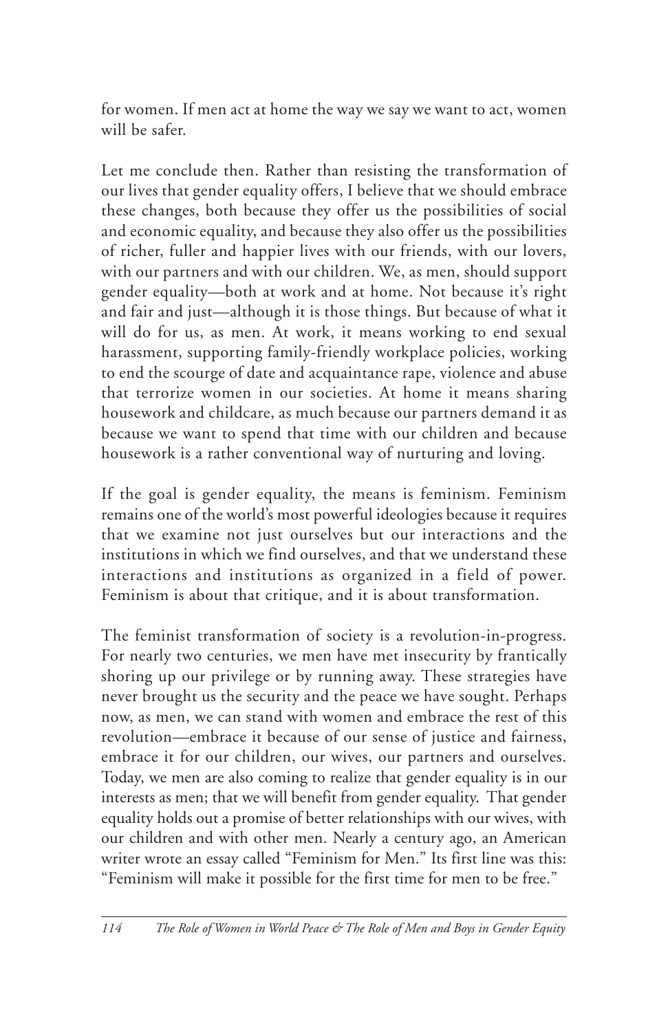for women. If men act at home the way we say we want to act, women will be safer.

Let me conclude then. Rather than resisting the transformation of our lives that gender equality offers, I believe that we should embrace these changes, both because they offer us the possibilities of social and economic equality, and because they also offer us the possibilities of richer, fuller and happier lives with our friends, with our lovers, with our partners and with our children. We, as men, should support gender equality—both at work and at home. Not because it's right and fair and just—although it is those things. But because of what it will do for us, as men. At work, it means working to end sexual harassment, supporting family-friendly workplace policies, working to end the scourge of date and acquaintance rape, violence and abuse that terrorize women in our societies. At home it means sharing housework and childcare, as much because our partners demand it as because we want to spend that time with our children and because housework is a rather conventional way of nurturing and loving.

If the goal is gender equality, the means is feminism. Feminism remains one of the world's most powerful ideologies because it requires that we examine not just ourselves but our interactions and the institutions in which we find ourselves, and that we understand these interactions and institutions as organized in a field of power. Feminism is about that critique, and it is about transformation.

The feminist transformation of society is a revolution-in-progress. For nearly two centuries, we men have met insecurity by frantically shoring up our privilege or by running away. These strategies have never brought us the security and the peace we have sought. Perhaps now, as men, we can stand with women and embrace the rest of this revolution—embrace it because of our sense of justice and fairness, embrace it for our children, our wives, our partners and ourselves. Today, we men are also coming to realize that gender equality is in our interests as men; that we will benefit from gender equality. That gender equality holds out a promise of better relationships with our wives, with our children and with other men. Nearly a century ago, an American writer wrote an essay called "Feminism for Men." Its first line was this: "Feminism will make it possible for the first time for men to be free."